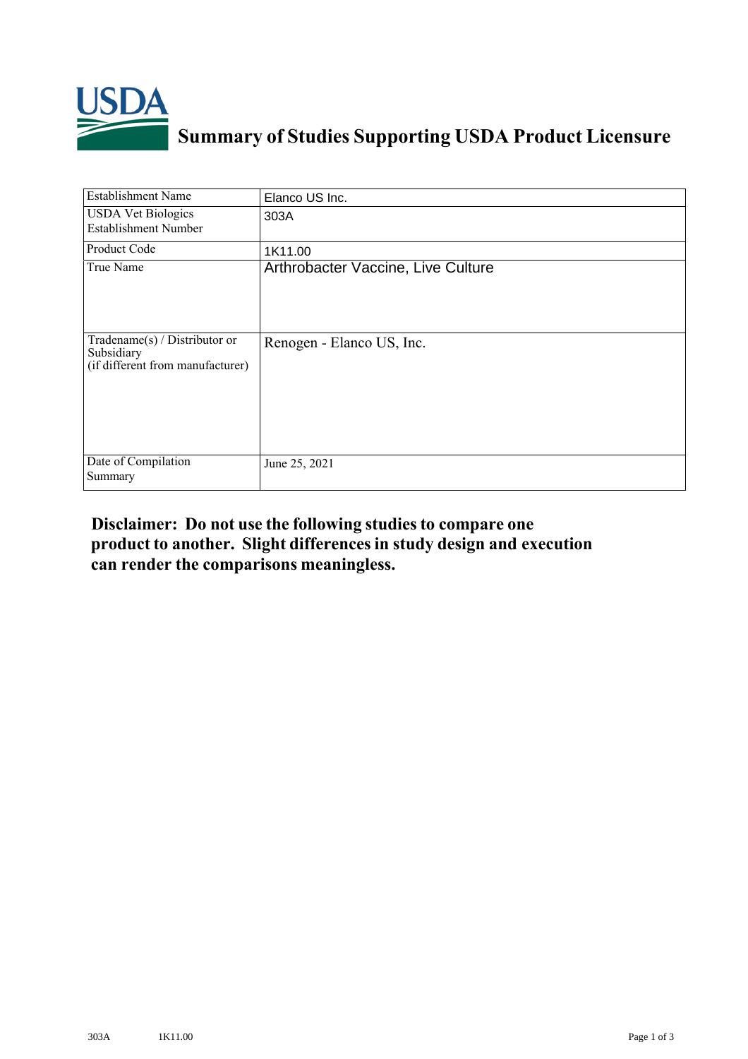# Summary of Studies Supporting USDA Product Licensure

| | |
|---|---|
| Establishment Name | Elanco US Inc. |
| USDA Vet Biologics Establishment Number | 303A |
| Product Code | 1K11.00 |
| True Name | Arthrobacter Vaccine, Live Culture |
| Tradename(s) / Distributor or Subsidiary (if different from manufacturer) | Renogen - Elanco US, Inc. |
| Date of Compilation Summary | June 25, 2021 |

**Disclaimer: Do not use the following studies to compare one product to another. Slight differences in study design and execution can render the comparisons meaningless.**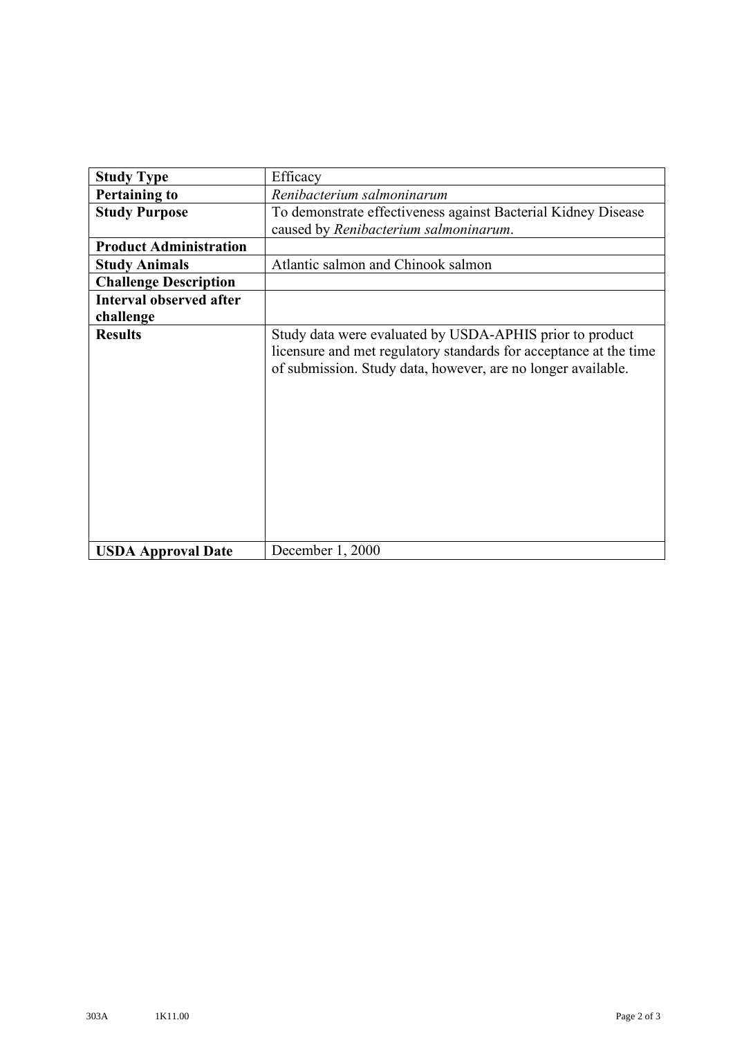| **Study Type** | Efficacy |
|---|---|
| **Pertaining to** | *Renibacterium salmoninarum* |
| **Study Purpose** | To demonstrate effectiveness against Bacterial Kidney Disease caused by *Renibacterium salmoninarum*. |
| **Product Administration** | |
| **Study Animals** | Atlantic salmon and Chinook salmon |
| **Challenge Description** | |
| **Interval observed after challenge** | |
| **Results** | Study data were evaluated by USDA-APHIS prior to product licensure and met regulatory standards for acceptance at the time of submission. Study data, however, are no longer available. |
| **USDA Approval Date** | December 1, 2000 |

303A 1K11.00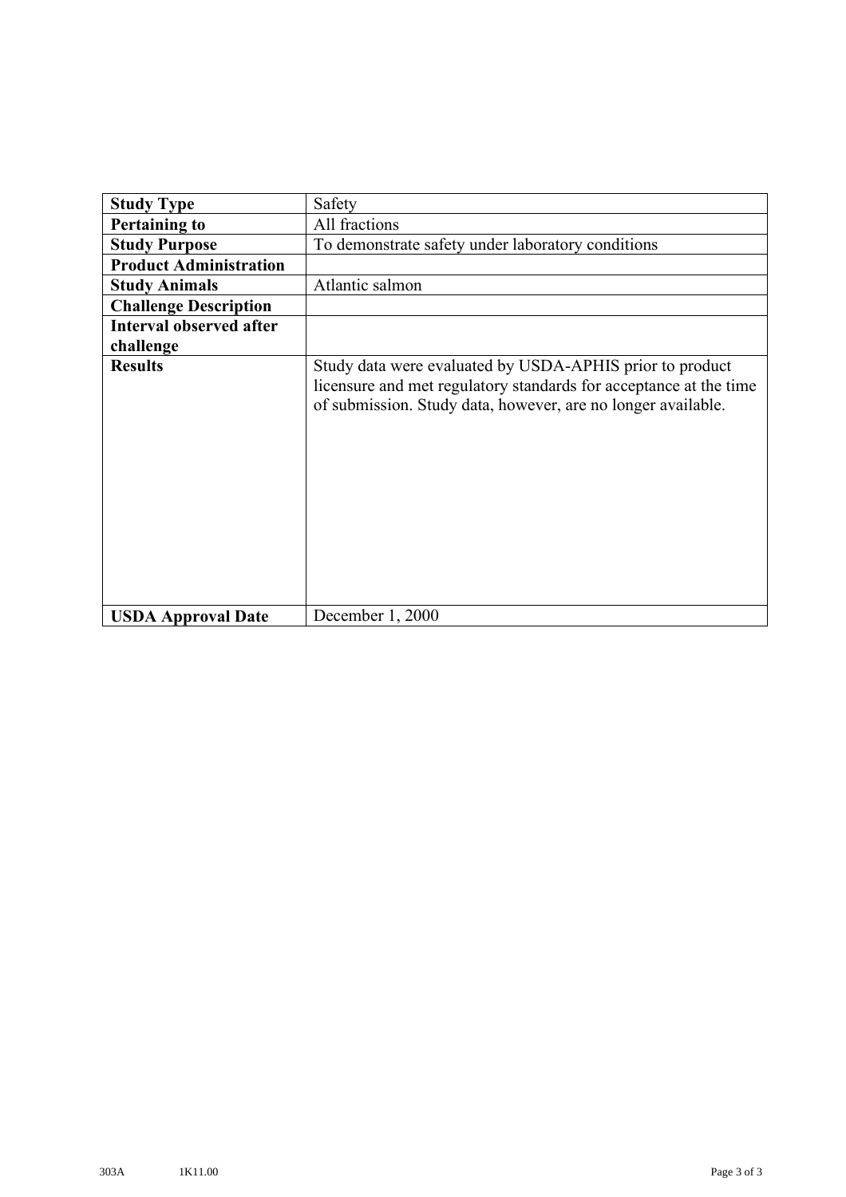| | |
|---|---|
| **Study Type** | Safety |
| **Pertaining to** | All fractions |
| **Study Purpose** | To demonstrate safety under laboratory conditions |
| **Product Administration** | |
| **Study Animals** | Atlantic salmon |
| **Challenge Description** | |
| **Interval observed after challenge** | |
| **Results** | Study data were evaluated by USDA-APHIS prior to product licensure and met regulatory standards for acceptance at the time of submission. Study data, however, are no longer available. |
| **USDA Approval Date** | December 1, 2000 |

303A 1K11.00